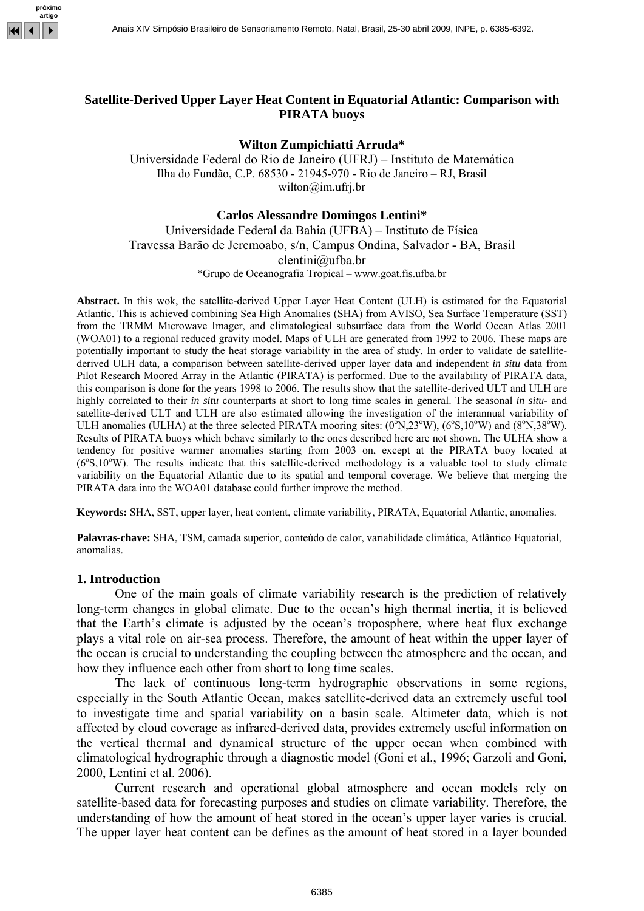# Satellite-Derived Upper Layer Heat Content in Equatorial Atlantic: Comparison with PIRATA buoys

**Wilton Zumpichiatti Arruda***

Universidade Federal do Rio de Janeiro (UFRJ) – Instituto de Matemática
Ilha do Fundão, C.P. 68530 - 21945-970 - Rio de Janeiro – RJ, Brasil
wilton@im.ufrj.br

**Carlos Alessandre Domingos Lentini***

Universidade Federal da Bahia (UFBA) – Instituto de Física
Travessa Barão de Jeremoabo, s/n, Campus Ondina, Salvador - BA, Brasil
clentini@ufba.br

*Grupo de Oceanografia Tropical – www.goat.fis.ufba.br

**Abstract.** In this wok, the satellite-derived Upper Layer Heat Content (ULH) is estimated for the Equatorial Atlantic. This is achieved combining Sea High Anomalies (SHA) from AVISO, Sea Surface Temperature (SST) from the TRMM Microwave Imager, and climatological subsurface data from the World Ocean Atlas 2001 (WOA01) to a regional reduced gravity model. Maps of ULH are generated from 1992 to 2006. These maps are potentially important to study the heat storage variability in the area of study. In order to validate de satellite-derived ULH data, a comparison between satellite-derived upper layer data and independent *in situ* data from Pilot Research Moored Array in the Atlantic (PIRATA) is performed. Due to the availability of PIRATA data, this comparison is done for the years 1998 to 2006. The results show that the satellite-derived ULT and ULH are highly correlated to their *in situ* counterparts at short to long time scales in general. The seasonal *in situ*- and satellite-derived ULT and ULH are also estimated allowing the investigation of the interannual variability of ULH anomalies (ULHA) at the three selected PIRATA mooring sites: (0°N,23°W), (6°S,10°W) and (8°N,38°W). Results of PIRATA buoys which behave similarly to the ones described here are not shown. The ULHA show a tendency for positive warmer anomalies starting from 2003 on, except at the PIRATA buoy located at (6°S,10°W). The results indicate that this satellite-derived methodology is a valuable tool to study climate variability on the Equatorial Atlantic due to its spatial and temporal coverage. We believe that merging the PIRATA data into the WOA01 database could further improve the method.

**Keywords:** SHA, SST, upper layer, heat content, climate variability, PIRATA, Equatorial Atlantic, anomalies.

**Palavras-chave:** SHA, TSM, camada superior, conteúdo de calor, variabilidade climática, Atlântico Equatorial, anomalias.

## 1. Introduction

One of the main goals of climate variability research is the prediction of relatively long-term changes in global climate. Due to the ocean's high thermal inertia, it is believed that the Earth's climate is adjusted by the ocean's troposphere, where heat flux exchange plays a vital role on air-sea process. Therefore, the amount of heat within the upper layer of the ocean is crucial to understanding the coupling between the atmosphere and the ocean, and how they influence each other from short to long time scales.

The lack of continuous long-term hydrographic observations in some regions, especially in the South Atlantic Ocean, makes satellite-derived data an extremely useful tool to investigate time and spatial variability on a basin scale. Altimeter data, which is not affected by cloud coverage as infrared-derived data, provides extremely useful information on the vertical thermal and dynamical structure of the upper ocean when combined with climatological hydrographic through a diagnostic model (Goni et al., 1996; Garzoli and Goni, 2000, Lentini et al. 2006).

Current research and operational global atmosphere and ocean models rely on satellite-based data for forecasting purposes and studies on climate variability. Therefore, the understanding of how the amount of heat stored in the ocean's upper layer varies is crucial. The upper layer heat content can be defines as the amount of heat stored in a layer bounded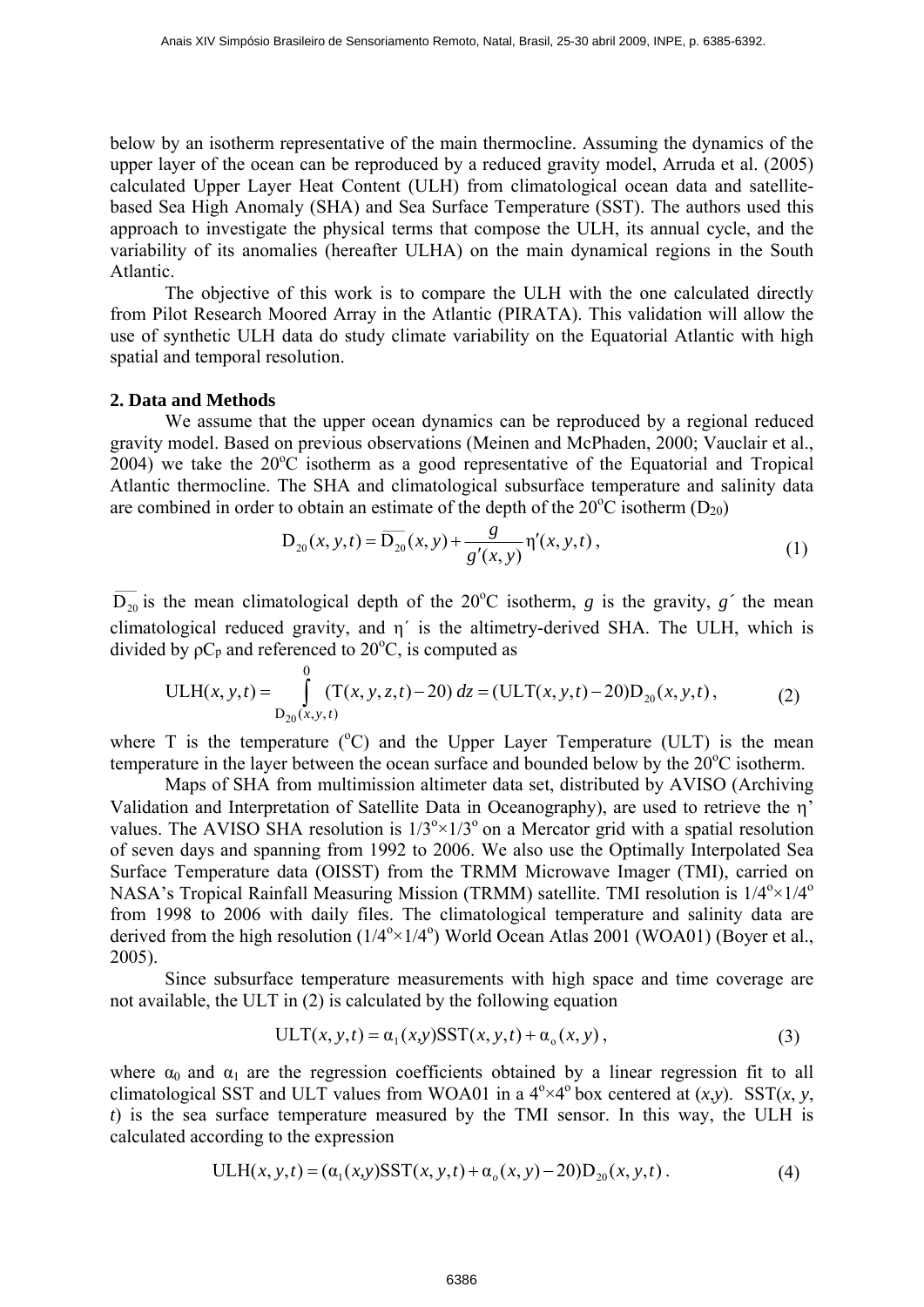below by an isotherm representative of the main thermocline. Assuming the dynamics of the upper layer of the ocean can be reproduced by a reduced gravity model, Arruda et al. (2005) calculated Upper Layer Heat Content (ULH) from climatological ocean data and satellite-based Sea High Anomaly (SHA) and Sea Surface Temperature (SST). The authors used this approach to investigate the physical terms that compose the ULH, its annual cycle, and the variability of its anomalies (hereafter ULHA) on the main dynamical regions in the South Atlantic.

The objective of this work is to compare the ULH with the one calculated directly from Pilot Research Moored Array in the Atlantic (PIRATA). This validation will allow the use of synthetic ULH data do study climate variability on the Equatorial Atlantic with high spatial and temporal resolution.

## 2. Data and Methods

We assume that the upper ocean dynamics can be reproduced by a regional reduced gravity model. Based on previous observations (Meinen and McPhaden, 2000; Vauclair et al., 2004) we take the 20$^o$C isotherm as a good representative of the Equatorial and Tropical Atlantic thermocline. The SHA and climatological subsurface temperature and salinity data are combined in order to obtain an estimate of the depth of the 20$^o$C isotherm ($D_{20}$)

$$\mathrm{D}_{20}(x,y,t) = \overline{\mathrm{D}_{20}}(x,y) + \frac{g}{g'(x,y)}\eta'(x,y,t), \tag{1}$$

$\overline{\mathrm{D}_{20}}$ is the mean climatological depth of the 20$^o$C isotherm, $g$ is the gravity, $g'$ the mean climatological reduced gravity, and $\eta'$ is the altimetry-derived SHA. The ULH, which is divided by $\rho C_P$ and referenced to 20$^o$C, is computed as

$$\mathrm{ULH}(x,y,t) = \int_{\mathrm{D}_{20}(x,y,t)}^{0} (\mathrm{T}(x,y,z,t) - 20)\, dz = (\mathrm{ULT}(x,y,t) - 20)\mathrm{D}_{20}(x,y,t), \tag{2}$$

where T is the temperature ($^o$C) and the Upper Layer Temperature (ULT) is the mean temperature in the layer between the ocean surface and bounded below by the 20$^o$C isotherm.

Maps of SHA from multimission altimeter data set, distributed by AVISO (Archiving Validation and Interpretation of Satellite Data in Oceanography), are used to retrieve the $\eta'$ values. The AVISO SHA resolution is 1/3$^o$×1/3$^o$ on a Mercator grid with a spatial resolution of seven days and spanning from 1992 to 2006. We also use the Optimally Interpolated Sea Surface Temperature data (OISST) from the TRMM Microwave Imager (TMI), carried on NASA's Tropical Rainfall Measuring Mission (TRMM) satellite. TMI resolution is 1/4$^o$×1/4$^o$ from 1998 to 2006 with daily files. The climatological temperature and salinity data are derived from the high resolution (1/4$^o$×1/4$^o$) World Ocean Atlas 2001 (WOA01) (Boyer et al., 2005).

Since subsurface temperature measurements with high space and time coverage are not available, the ULT in (2) is calculated by the following equation

$$\mathrm{ULT}(x,y,t) = \alpha_1(x,y)\mathrm{SST}(x,y,t) + \alpha_o(x,y), \tag{3}$$

where $\alpha_0$ and $\alpha_1$ are the regression coefficients obtained by a linear regression fit to all climatological SST and ULT values from WOA01 in a 4$^o$×4$^o$ box centered at ($x$,$y$). SST($x$, $y$, $t$) is the sea surface temperature measured by the TMI sensor. In this way, the ULH is calculated according to the expression

$$\mathrm{ULH}(x,y,t) = (\alpha_1(x,y)\mathrm{SST}(x,y,t) + \alpha_o(x,y) - 20)\mathrm{D}_{20}(x,y,t). \tag{4}$$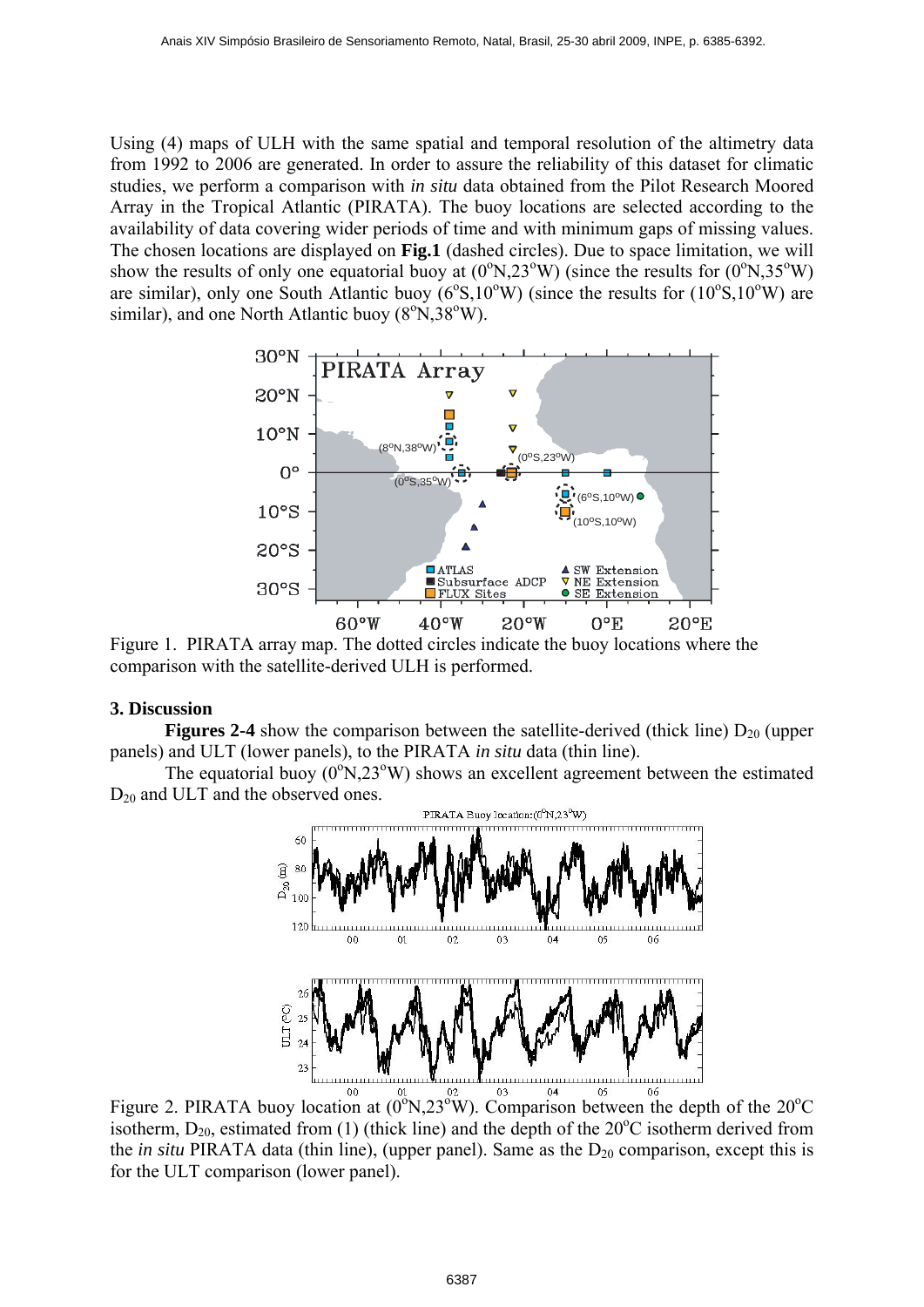Using (4) maps of ULH with the same spatial and temporal resolution of the altimetry data from 1992 to 2006 are generated. In order to assure the reliability of this dataset for climatic studies, we perform a comparison with *in situ* data obtained from the Pilot Research Moored Array in the Tropical Atlantic (PIRATA). The buoy locations are selected according to the availability of data covering wider periods of time and with minimum gaps of missing values. The chosen locations are displayed on **Fig.1** (dashed circles). Due to space limitation, we will show the results of only one equatorial buoy at ($0^oN,23^oW$) (since the results for ($0^oN,35^oW$) are similar), only one South Atlantic buoy ($6^oS,10^oW$) (since the results for ($10^oS,10^oW$) are similar), and one North Atlantic buoy ($8^oN,38^oW$).

Figure 1. PIRATA array map. The dotted circles indicate the buoy locations where the comparison with the satellite-derived ULH is performed.

## 3. Discussion

**Figures 2-4** show the comparison between the satellite-derived (thick line) $D_{20}$ (upper panels) and ULT (lower panels), to the PIRATA *in situ* data (thin line).

The equatorial buoy ($0^oN,23^oW$) shows an excellent agreement between the estimated $D_{20}$ and ULT and the observed ones.

Figure 2. PIRATA buoy location at ($0^oN,23^oW$). Comparison between the depth of the $20^oC$ isotherm, $D_{20}$, estimated from (1) (thick line) and the depth of the $20^oC$ isotherm derived from the *in situ* PIRATA data (thin line), (upper panel). Same as the $D_{20}$ comparison, except this is for the ULT comparison (lower panel).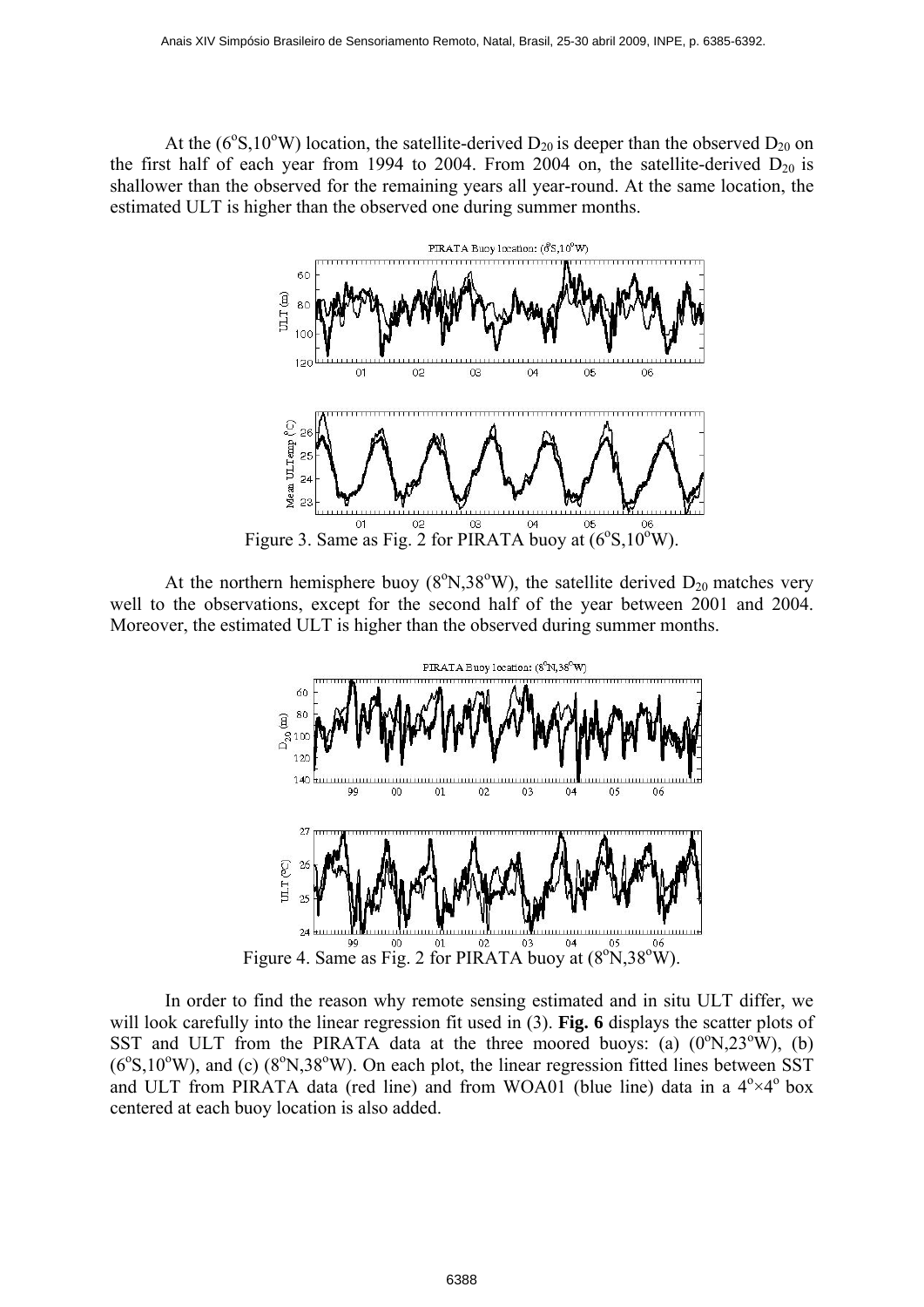At the (6°S,10°W) location, the satellite-derived $D_{20}$ is deeper than the observed $D_{20}$ on the first half of each year from 1994 to 2004. From 2004 on, the satellite-derived $D_{20}$ is shallower than the observed for the remaining years all year-round. At the same location, the estimated ULT is higher than the observed one during summer months.

Figure 3. Same as Fig. 2 for PIRATA buoy at (6°S,10°W).

At the northern hemisphere buoy (8°N,38°W), the satellite derived $D_{20}$ matches very well to the observations, except for the second half of the year between 2001 and 2004. Moreover, the estimated ULT is higher than the observed during summer months.

Figure 4. Same as Fig. 2 for PIRATA buoy at (8°N,38°W).

In order to find the reason why remote sensing estimated and in situ ULT differ, we will look carefully into the linear regression fit used in (3). **Fig. 6** displays the scatter plots of SST and ULT from the PIRATA data at the three moored buoys: (a) (0°N,23°W), (b) (6°S,10°W), and (c) (8°N,38°W). On each plot, the linear regression fitted lines between SST and ULT from PIRATA data (red line) and from WOA01 (blue line) data in a 4°×4° box centered at each buoy location is also added.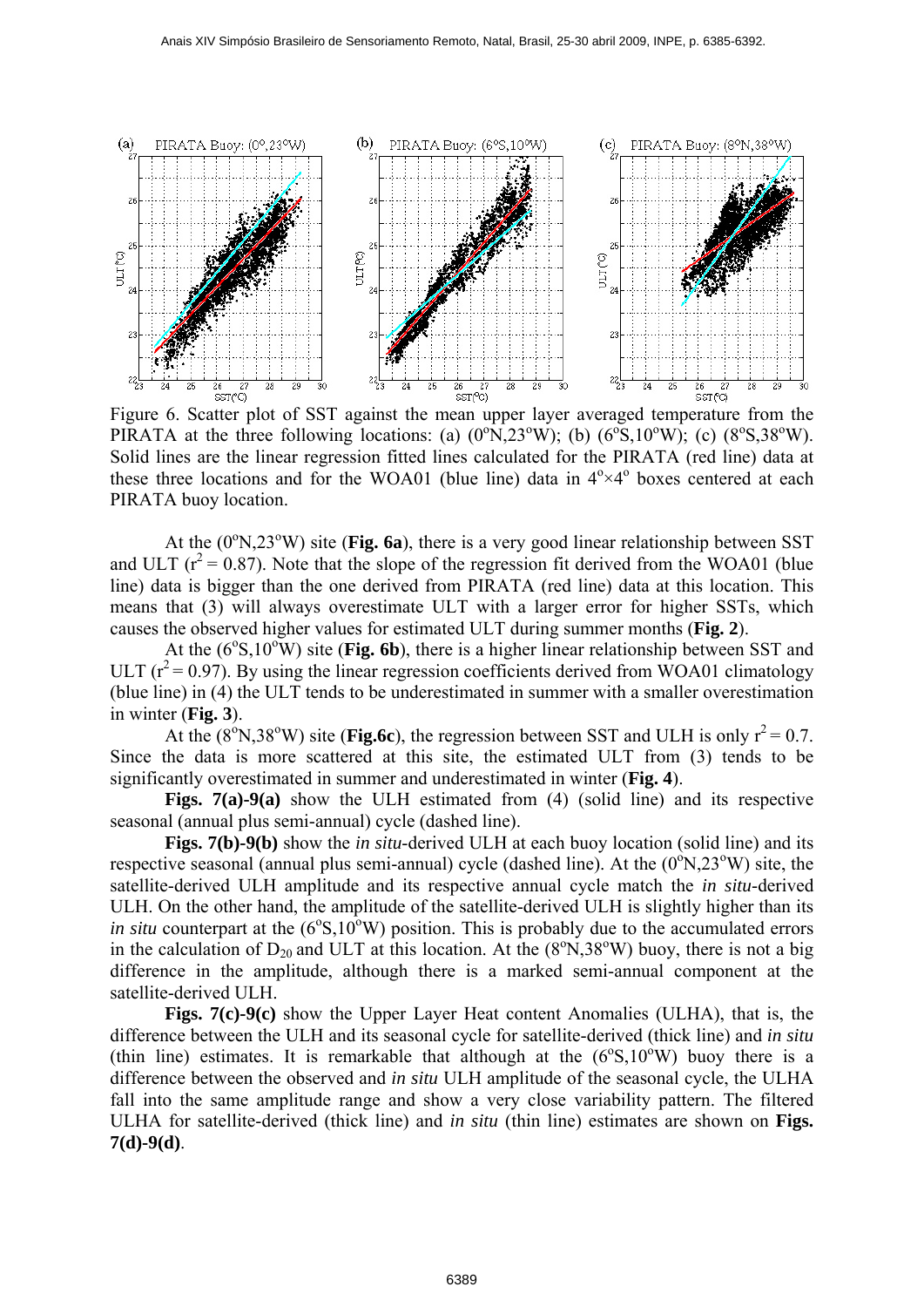Figure 6. Scatter plot of SST against the mean upper layer averaged temperature from the PIRATA at the three following locations: (a) (0°N,23°W); (b) (6°S,10°W); (c) (8°S,38°W). Solid lines are the linear regression fitted lines calculated for the PIRATA (red line) data at these three locations and for the WOA01 (blue line) data in 4°×4° boxes centered at each PIRATA buoy location.

At the (0°N,23°W) site (**Fig. 6a**), there is a very good linear relationship between SST and ULT ($r^2 = 0.87$). Note that the slope of the regression fit derived from the WOA01 (blue line) data is bigger than the one derived from PIRATA (red line) data at this location. This means that (3) will always overestimate ULT with a larger error for higher SSTs, which causes the observed higher values for estimated ULT during summer months (**Fig. 2**).

At the (6°S,10°W) site (**Fig. 6b**), there is a higher linear relationship between SST and ULT ($r^2 = 0.97$). By using the linear regression coefficients derived from WOA01 climatology (blue line) in (4) the ULT tends to be underestimated in summer with a smaller overestimation in winter (**Fig. 3**).

At the (8°N,38°W) site (**Fig.6c**), the regression between SST and ULH is only $r^2 = 0.7$. Since the data is more scattered at this site, the estimated ULT from (3) tends to be significantly overestimated in summer and underestimated in winter (**Fig. 4**).

**Figs. 7(a)-9(a)** show the ULH estimated from (4) (solid line) and its respective seasonal (annual plus semi-annual) cycle (dashed line).

**Figs. 7(b)-9(b)** show the *in situ*-derived ULH at each buoy location (solid line) and its respective seasonal (annual plus semi-annual) cycle (dashed line). At the (0°N,23°W) site, the satellite-derived ULH amplitude and its respective annual cycle match the *in situ*-derived ULH. On the other hand, the amplitude of the satellite-derived ULH is slightly higher than its *in situ* counterpart at the (6°S,10°W) position. This is probably due to the accumulated errors in the calculation of $D_{20}$ and ULT at this location. At the (8°N,38°W) buoy, there is not a big difference in the amplitude, although there is a marked semi-annual component at the satellite-derived ULH.

**Figs. 7(c)-9(c)** show the Upper Layer Heat content Anomalies (ULHA), that is, the difference between the ULH and its seasonal cycle for satellite-derived (thick line) and *in situ* (thin line) estimates. It is remarkable that although at the (6°S,10°W) buoy there is a difference between the observed and *in situ* ULH amplitude of the seasonal cycle, the ULHA fall into the same amplitude range and show a very close variability pattern. The filtered ULHA for satellite-derived (thick line) and *in situ* (thin line) estimates are shown on **Figs. 7(d)-9(d)**.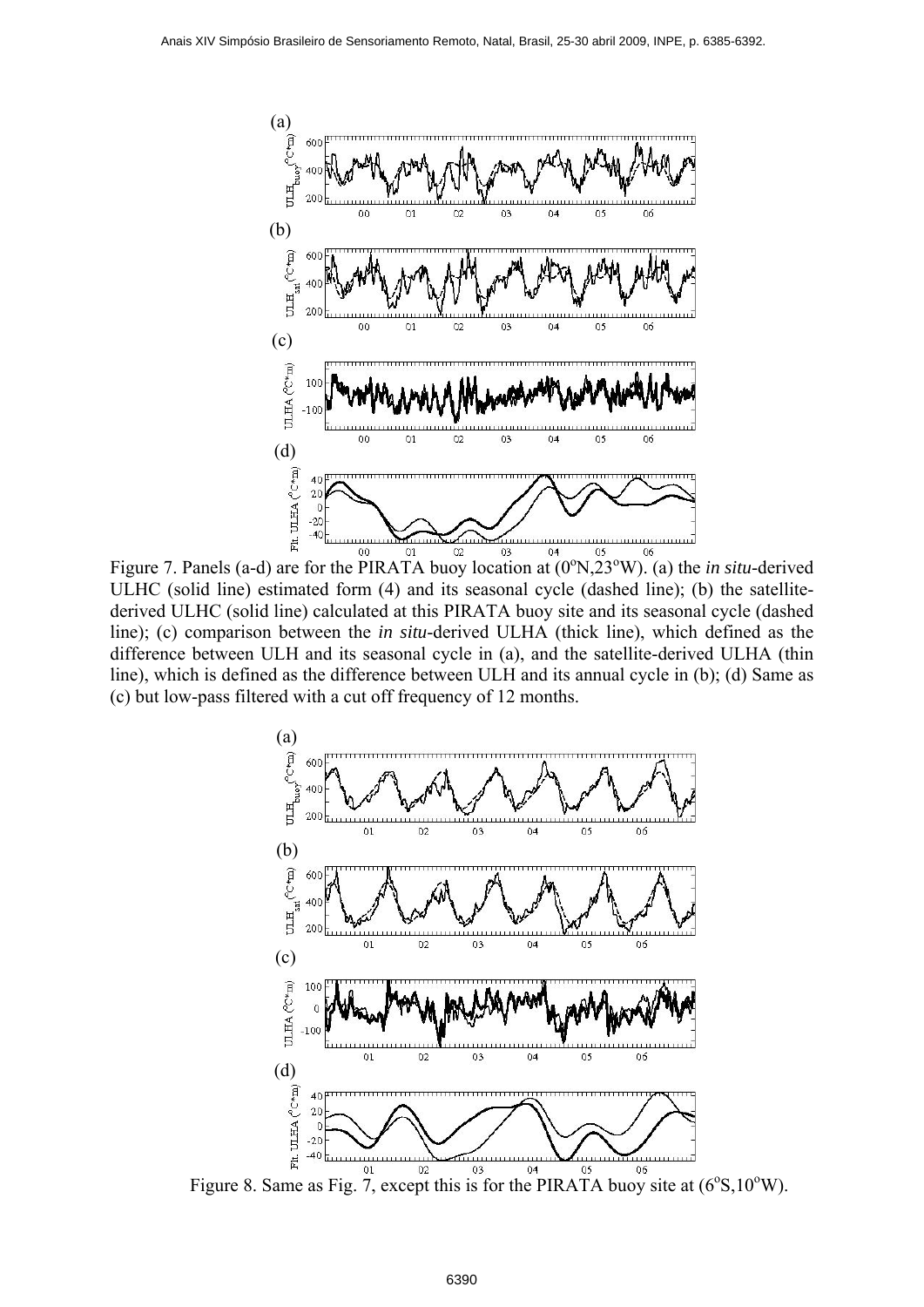Figure 7. Panels (a-d) are for the PIRATA buoy location at (0°N,23°W). (a) the *in situ*-derived ULHC (solid line) estimated form (4) and its seasonal cycle (dashed line); (b) the satellite-derived ULHC (solid line) calculated at this PIRATA buoy site and its seasonal cycle (dashed line); (c) comparison between the *in situ*-derived ULHA (thick line), which defined as the difference between ULH and its seasonal cycle in (a), and the satellite-derived ULHA (thin line), which is defined as the difference between ULH and its annual cycle in (b); (d) Same as (c) but low-pass filtered with a cut off frequency of 12 months.

Figure 8. Same as Fig. 7, except this is for the PIRATA buoy site at (6°S,10°W).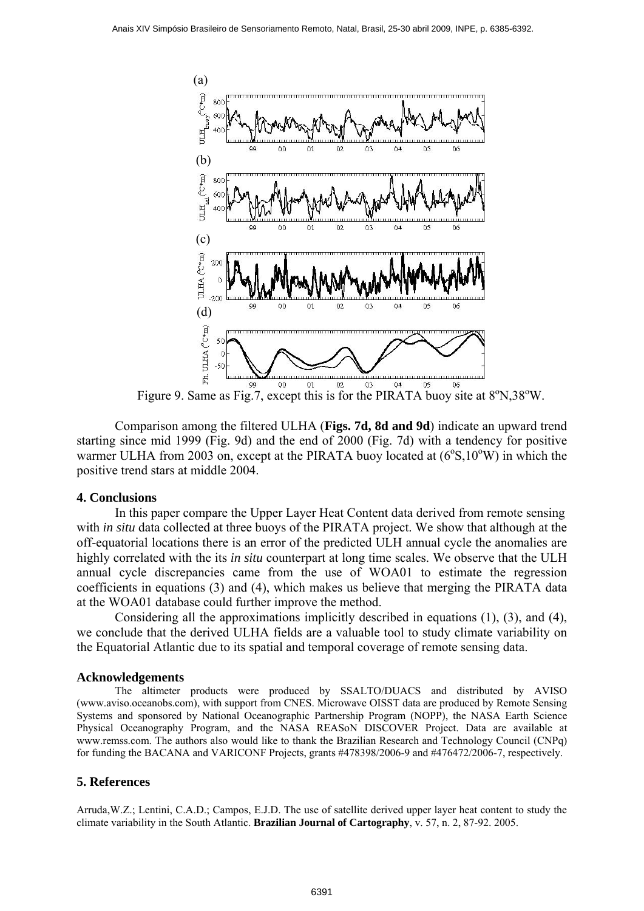Figure 9. Same as Fig.7, except this is for the PIRATA buoy site at 8°N,38°W.

Comparison among the filtered ULHA (**Figs. 7d, 8d and 9d**) indicate an upward trend starting since mid 1999 (Fig. 9d) and the end of 2000 (Fig. 7d) with a tendency for positive warmer ULHA from 2003 on, except at the PIRATA buoy located at (6°S,10°W) in which the positive trend stars at middle 2004.

## 4. Conclusions

In this paper compare the Upper Layer Heat Content data derived from remote sensing with *in situ* data collected at three buoys of the PIRATA project. We show that although at the off-equatorial locations there is an error of the predicted ULH annual cycle the anomalies are highly correlated with the its *in situ* counterpart at long time scales. We observe that the ULH annual cycle discrepancies came from the use of WOA01 to estimate the regression coefficients in equations (3) and (4), which makes us believe that merging the PIRATA data at the WOA01 database could further improve the method.

Considering all the approximations implicitly described in equations (1), (3), and (4), we conclude that the derived ULHA fields are a valuable tool to study climate variability on the Equatorial Atlantic due to its spatial and temporal coverage of remote sensing data.

## Acknowledgements

The altimeter products were produced by SSALTO/DUACS and distributed by AVISO (www.aviso.oceanobs.com), with support from CNES. Microwave OISST data are produced by Remote Sensing Systems and sponsored by National Oceanographic Partnership Program (NOPP), the NASA Earth Science Physical Oceanography Program, and the NASA REASoN DISCOVER Project. Data are available at www.remss.com. The authors also would like to thank the Brazilian Research and Technology Council (CNPq) for funding the BACANA and VARICONF Projects, grants #478398/2006-9 and #476472/2006-7, respectively.

## 5. References

Arruda,W.Z.; Lentini, C.A.D.; Campos, E.J.D. The use of satellite derived upper layer heat content to study the climate variability in the South Atlantic. **Brazilian Journal of Cartography**, v. 57, n. 2, 87-92. 2005.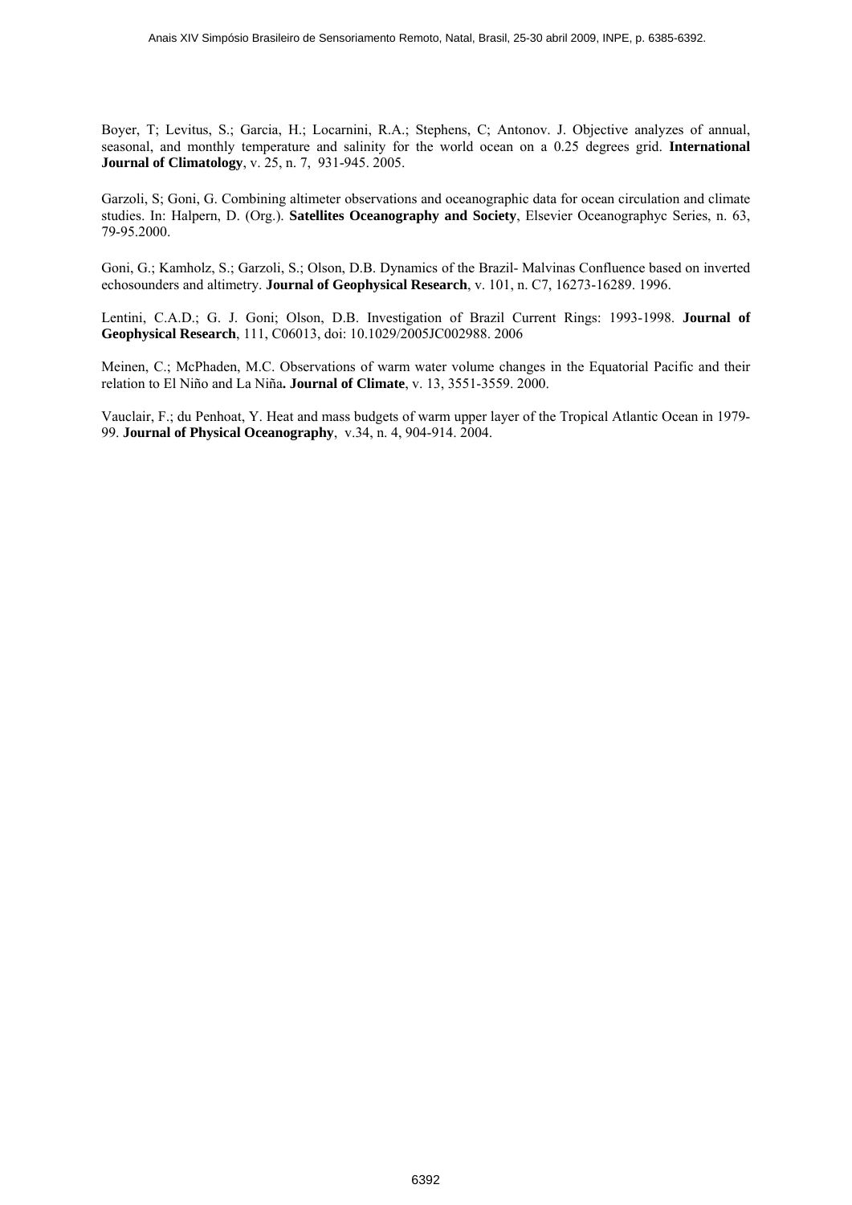Boyer, T; Levitus, S.; Garcia, H.; Locarnini, R.A.; Stephens, C; Antonov. J. Objective analyzes of annual, seasonal, and monthly temperature and salinity for the world ocean on a 0.25 degrees grid. **International Journal of Climatology**, v. 25, n. 7, 931-945. 2005.

Garzoli, S; Goni, G. Combining altimeter observations and oceanographic data for ocean circulation and climate studies. In: Halpern, D. (Org.). **Satellites Oceanography and Society**, Elsevier Oceanographyc Series, n. 63, 79-95.2000.

Goni, G.; Kamholz, S.; Garzoli, S.; Olson, D.B. Dynamics of the Brazil- Malvinas Confluence based on inverted echosounders and altimetry. **Journal of Geophysical Research**, v. 101, n. C7, 16273-16289. 1996.

Lentini, C.A.D.; G. J. Goni; Olson, D.B. Investigation of Brazil Current Rings: 1993-1998. **Journal of Geophysical Research**, 111, C06013, doi: 10.1029/2005JC002988. 2006

Meinen, C.; McPhaden, M.C. Observations of warm water volume changes in the Equatorial Pacific and their relation to El Niño and La Niña**. Journal of Climate**, v. 13, 3551-3559. 2000.

Vauclair, F.; du Penhoat, Y. Heat and mass budgets of warm upper layer of the Tropical Atlantic Ocean in 1979-99. **Journal of Physical Oceanography**, v.34, n. 4, 904-914. 2004.